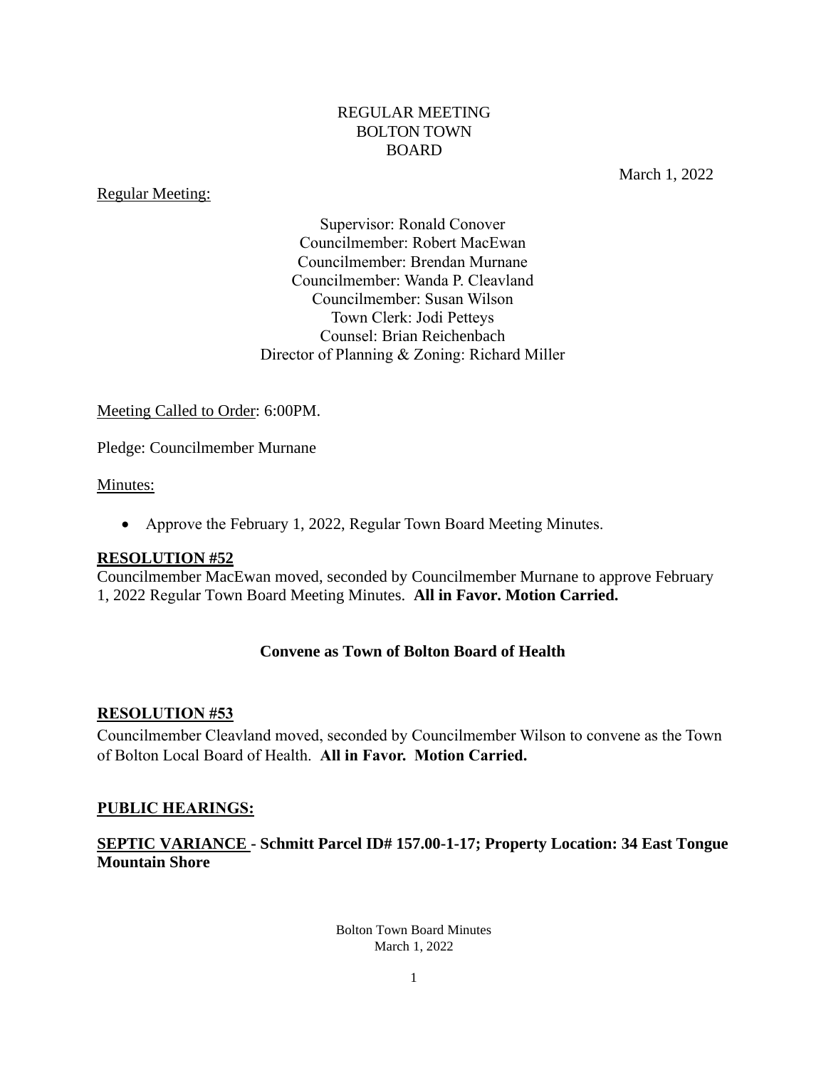# REGULAR MEETING
# BOLTON TOWN BOARD

March 1, 2022

Regular Meeting:

Supervisor: Ronald Conover
Councilmember: Robert MacEwan
Councilmember: Brendan Murnane
Councilmember: Wanda P. Cleavland
Councilmember: Susan Wilson
Town Clerk: Jodi Petteys
Counsel: Brian Reichenbach
Director of Planning & Zoning: Richard Miller

Meeting Called to Order: 6:00PM.

Pledge: Councilmember Murnane

Minutes:

- Approve the February 1, 2022, Regular Town Board Meeting Minutes.

**RESOLUTION #52**

Councilmember MacEwan moved, seconded by Councilmember Murnane to approve February 1, 2022 Regular Town Board Meeting Minutes. **All in Favor. Motion Carried.**

**Convene as Town of Bolton Board of Health**

**RESOLUTION #53**

Councilmember Cleavland moved, seconded by Councilmember Wilson to convene as the Town of Bolton Local Board of Health. **All in Favor. Motion Carried.**

**PUBLIC HEARINGS:**

**SEPTIC VARIANCE - Schmitt Parcel ID# 157.00-1-17; Property Location: 34 East Tongue Mountain Shore**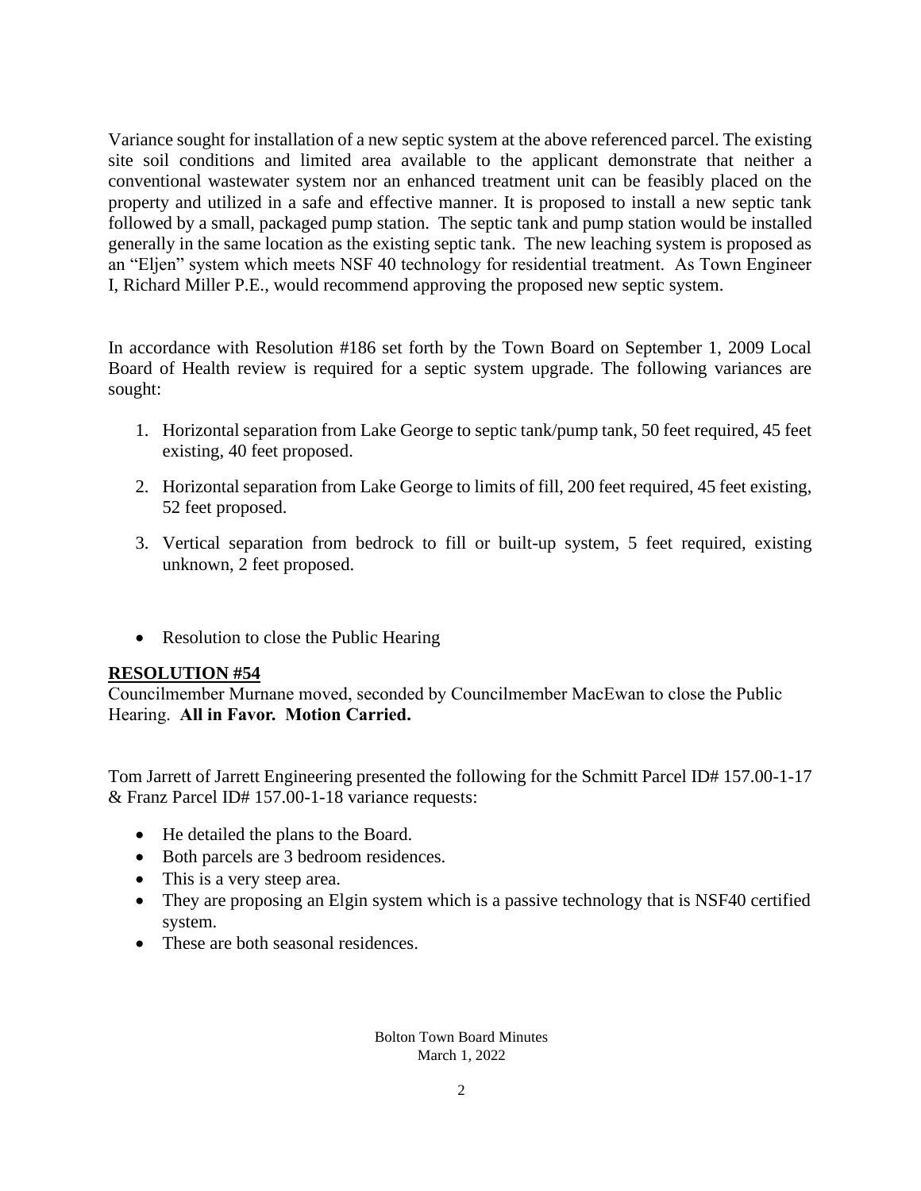Variance sought for installation of a new septic system at the above referenced parcel. The existing site soil conditions and limited area available to the applicant demonstrate that neither a conventional wastewater system nor an enhanced treatment unit can be feasibly placed on the property and utilized in a safe and effective manner. It is proposed to install a new septic tank followed by a small, packaged pump station. The septic tank and pump station would be installed generally in the same location as the existing septic tank. The new leaching system is proposed as an "Eljen" system which meets NSF 40 technology for residential treatment. As Town Engineer I, Richard Miller P.E., would recommend approving the proposed new septic system.

In accordance with Resolution #186 set forth by the Town Board on September 1, 2009 Local Board of Health review is required for a septic system upgrade. The following variances are sought:

1. Horizontal separation from Lake George to septic tank/pump tank, 50 feet required, 45 feet existing, 40 feet proposed.

2. Horizontal separation from Lake George to limits of fill, 200 feet required, 45 feet existing, 52 feet proposed.

3. Vertical separation from bedrock to fill or built-up system, 5 feet required, existing unknown, 2 feet proposed.

- Resolution to close the Public Hearing

**RESOLUTION #54**

Councilmember Murnane moved, seconded by Councilmember MacEwan to close the Public Hearing. **All in Favor. Motion Carried.**

Tom Jarrett of Jarrett Engineering presented the following for the Schmitt Parcel ID# 157.00-1-17 & Franz Parcel ID# 157.00-1-18 variance requests:

- He detailed the plans to the Board.
- Both parcels are 3 bedroom residences.
- This is a very steep area.
- They are proposing an Elgin system which is a passive technology that is NSF40 certified system.
- These are both seasonal residences.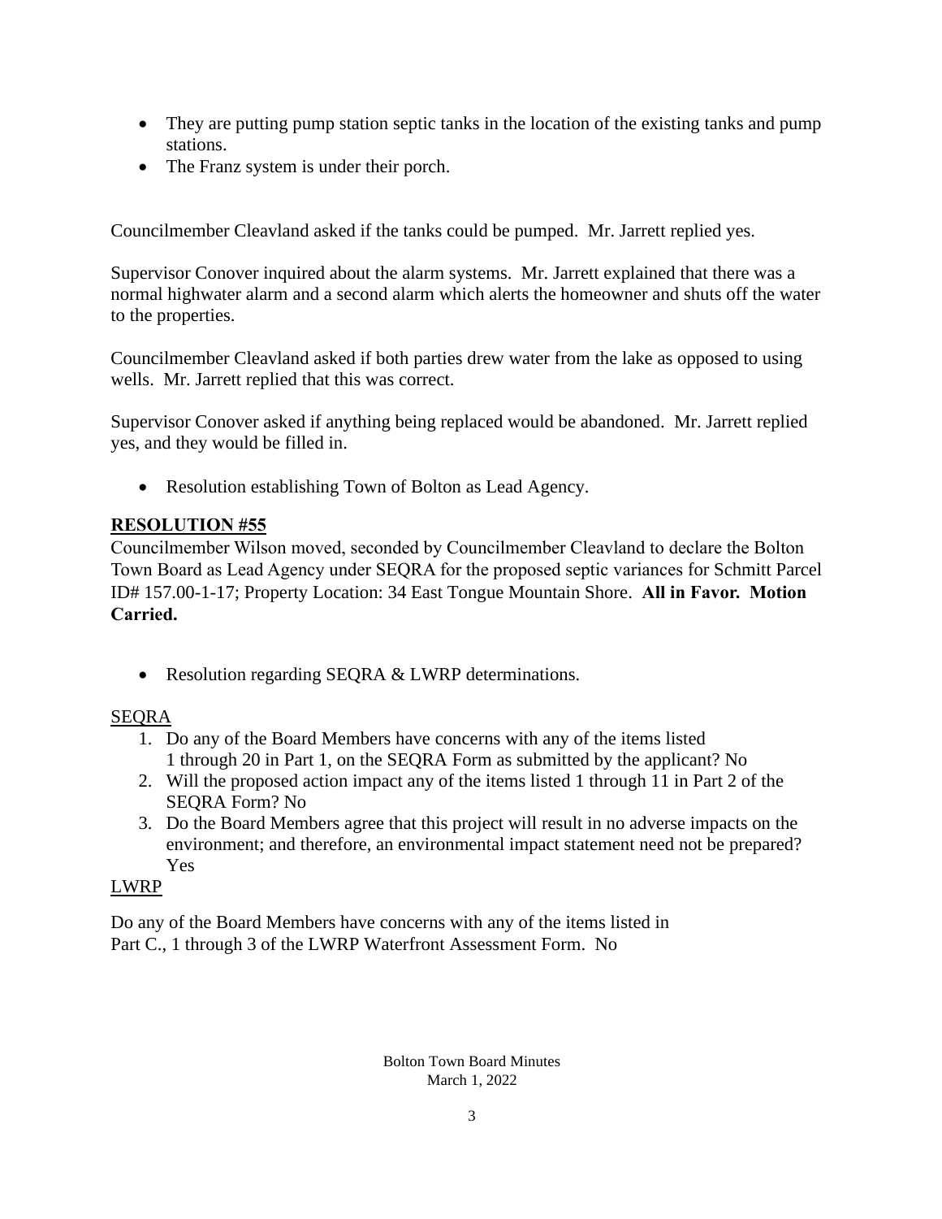- They are putting pump station septic tanks in the location of the existing tanks and pump stations.
- The Franz system is under their porch.

Councilmember Cleavland asked if the tanks could be pumped. Mr. Jarrett replied yes.

Supervisor Conover inquired about the alarm systems. Mr. Jarrett explained that there was a normal highwater alarm and a second alarm which alerts the homeowner and shuts off the water to the properties.

Councilmember Cleavland asked if both parties drew water from the lake as opposed to using wells. Mr. Jarrett replied that this was correct.

Supervisor Conover asked if anything being replaced would be abandoned. Mr. Jarrett replied yes, and they would be filled in.

- Resolution establishing Town of Bolton as Lead Agency.

**RESOLUTION #55**

Councilmember Wilson moved, seconded by Councilmember Cleavland to declare the Bolton Town Board as Lead Agency under SEQRA for the proposed septic variances for Schmitt Parcel ID# 157.00-1-17; Property Location: 34 East Tongue Mountain Shore. **All in Favor. Motion Carried.**

- Resolution regarding SEQRA & LWRP determinations.

SEQRA

1. Do any of the Board Members have concerns with any of the items listed 1 through 20 in Part 1, on the SEQRA Form as submitted by the applicant? No
2. Will the proposed action impact any of the items listed 1 through 11 in Part 2 of the SEQRA Form? No
3. Do the Board Members agree that this project will result in no adverse impacts on the environment; and therefore, an environmental impact statement need not be prepared? Yes

LWRP

Do any of the Board Members have concerns with any of the items listed in Part C., 1 through 3 of the LWRP Waterfront Assessment Form. No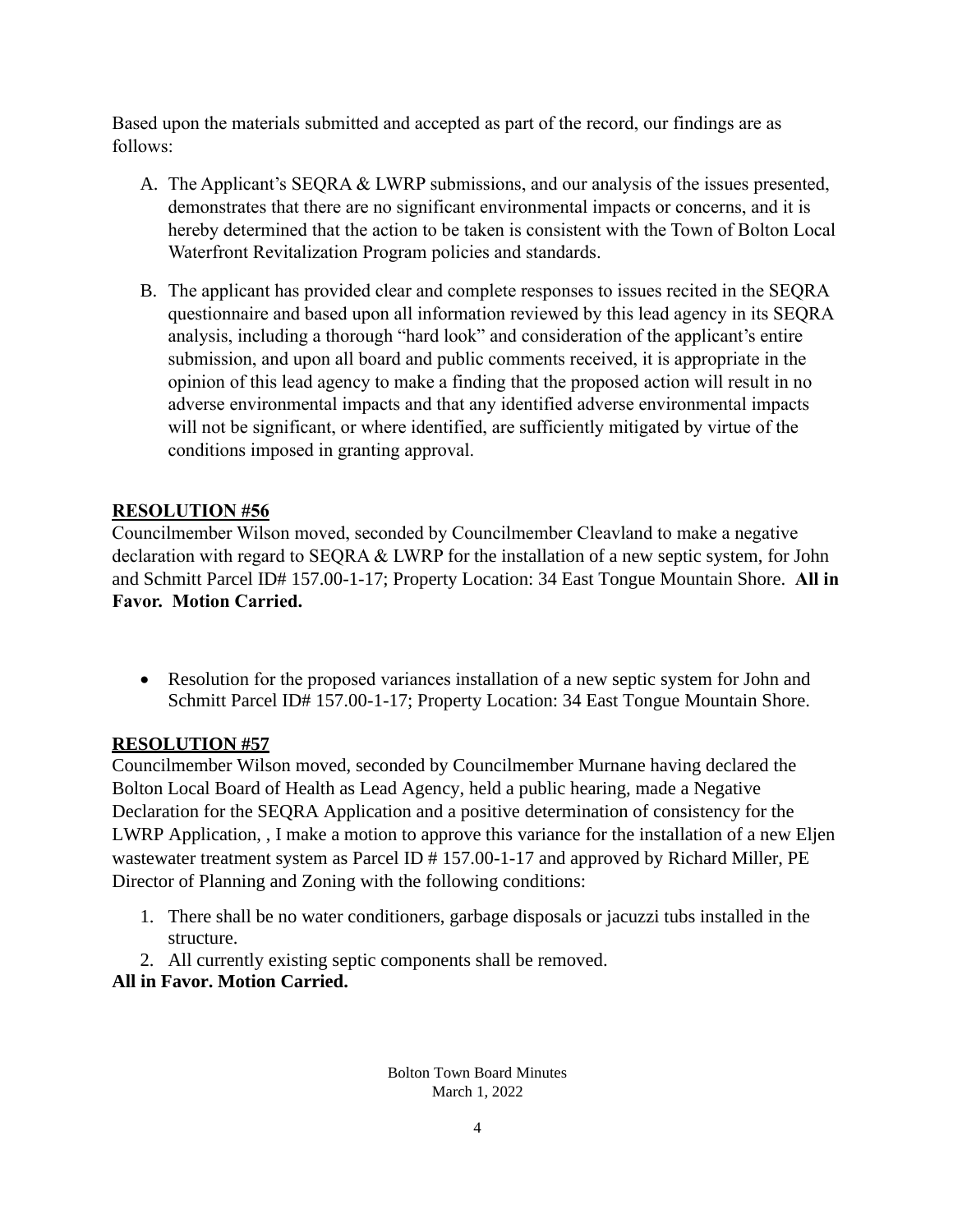Based upon the materials submitted and accepted as part of the record, our findings are as follows:

A. The Applicant's SEQRA & LWRP submissions, and our analysis of the issues presented, demonstrates that there are no significant environmental impacts or concerns, and it is hereby determined that the action to be taken is consistent with the Town of Bolton Local Waterfront Revitalization Program policies and standards.

B. The applicant has provided clear and complete responses to issues recited in the SEQRA questionnaire and based upon all information reviewed by this lead agency in its SEQRA analysis, including a thorough "hard look" and consideration of the applicant's entire submission, and upon all board and public comments received, it is appropriate in the opinion of this lead agency to make a finding that the proposed action will result in no adverse environmental impacts and that any identified adverse environmental impacts will not be significant, or where identified, are sufficiently mitigated by virtue of the conditions imposed in granting approval.

**RESOLUTION #56**

Councilmember Wilson moved, seconded by Councilmember Cleavland to make a negative declaration with regard to SEQRA & LWRP for the installation of a new septic system, for John and Schmitt Parcel ID# 157.00-1-17; Property Location: 34 East Tongue Mountain Shore. **All in Favor. Motion Carried.**

- Resolution for the proposed variances installation of a new septic system for John and Schmitt Parcel ID# 157.00-1-17; Property Location: 34 East Tongue Mountain Shore.

**RESOLUTION #57**

Councilmember Wilson moved, seconded by Councilmember Murnane having declared the Bolton Local Board of Health as Lead Agency, held a public hearing, made a Negative Declaration for the SEQRA Application and a positive determination of consistency for the LWRP Application, , I make a motion to approve this variance for the installation of a new Eljen wastewater treatment system as Parcel ID # 157.00-1-17 and approved by Richard Miller, PE Director of Planning and Zoning with the following conditions:

1. There shall be no water conditioners, garbage disposals or jacuzzi tubs installed in the structure.
2. All currently existing septic components shall be removed.

**All in Favor. Motion Carried.**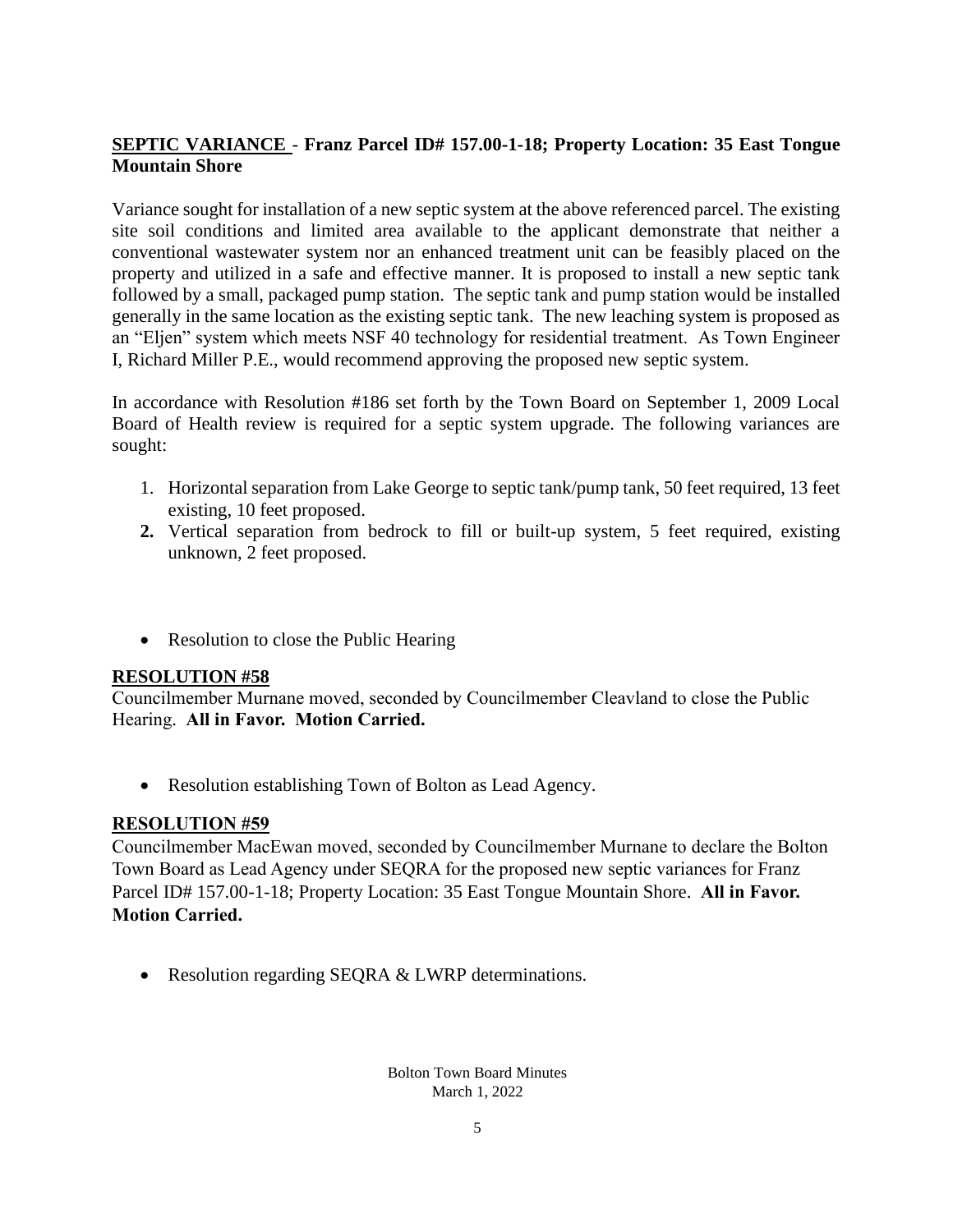**SEPTIC VARIANCE - Franz Parcel ID# 157.00-1-18; Property Location: 35 East Tongue Mountain Shore**

Variance sought for installation of a new septic system at the above referenced parcel. The existing site soil conditions and limited area available to the applicant demonstrate that neither a conventional wastewater system nor an enhanced treatment unit can be feasibly placed on the property and utilized in a safe and effective manner. It is proposed to install a new septic tank followed by a small, packaged pump station. The septic tank and pump station would be installed generally in the same location as the existing septic tank. The new leaching system is proposed as an "Eljen" system which meets NSF 40 technology for residential treatment. As Town Engineer I, Richard Miller P.E., would recommend approving the proposed new septic system.

In accordance with Resolution #186 set forth by the Town Board on September 1, 2009 Local Board of Health review is required for a septic system upgrade. The following variances are sought:

1. Horizontal separation from Lake George to septic tank/pump tank, 50 feet required, 13 feet existing, 10 feet proposed.
2. Vertical separation from bedrock to fill or built-up system, 5 feet required, existing unknown, 2 feet proposed.

- Resolution to close the Public Hearing

**RESOLUTION #58**

Councilmember Murnane moved, seconded by Councilmember Cleavland to close the Public Hearing. **All in Favor. Motion Carried.**

- Resolution establishing Town of Bolton as Lead Agency.

**RESOLUTION #59**

Councilmember MacEwan moved, seconded by Councilmember Murnane to declare the Bolton Town Board as Lead Agency under SEQRA for the proposed new septic variances for Franz Parcel ID# 157.00-1-18; Property Location: 35 East Tongue Mountain Shore. **All in Favor. Motion Carried.**

- Resolution regarding SEQRA & LWRP determinations.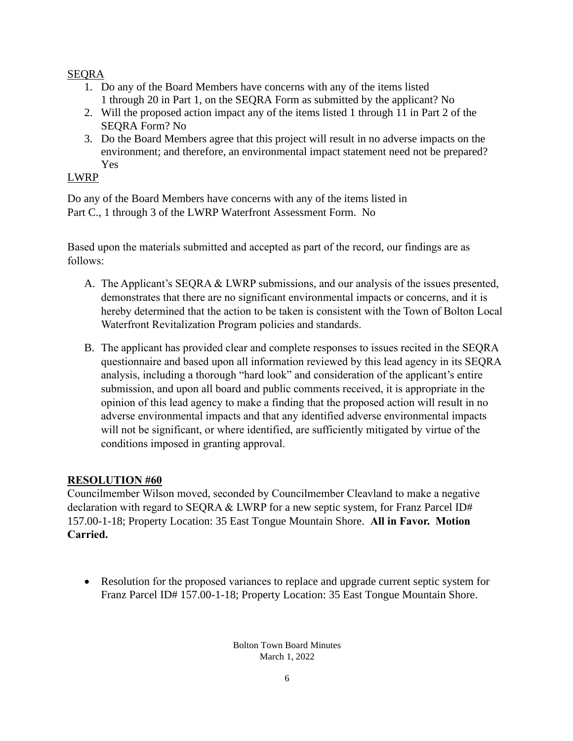SEQRA

1. Do any of the Board Members have concerns with any of the items listed 1 through 20 in Part 1, on the SEQRA Form as submitted by the applicant? No
2. Will the proposed action impact any of the items listed 1 through 11 in Part 2 of the SEQRA Form? No
3. Do the Board Members agree that this project will result in no adverse impacts on the environment; and therefore, an environmental impact statement need not be prepared? Yes

LWRP

Do any of the Board Members have concerns with any of the items listed in Part C., 1 through 3 of the LWRP Waterfront Assessment Form. No

Based upon the materials submitted and accepted as part of the record, our findings are as follows:

A. The Applicant's SEQRA & LWRP submissions, and our analysis of the issues presented, demonstrates that there are no significant environmental impacts or concerns, and it is hereby determined that the action to be taken is consistent with the Town of Bolton Local Waterfront Revitalization Program policies and standards.

B. The applicant has provided clear and complete responses to issues recited in the SEQRA questionnaire and based upon all information reviewed by this lead agency in its SEQRA analysis, including a thorough "hard look" and consideration of the applicant's entire submission, and upon all board and public comments received, it is appropriate in the opinion of this lead agency to make a finding that the proposed action will result in no adverse environmental impacts and that any identified adverse environmental impacts will not be significant, or where identified, are sufficiently mitigated by virtue of the conditions imposed in granting approval.

**RESOLUTION #60**

Councilmember Wilson moved, seconded by Councilmember Cleavland to make a negative declaration with regard to SEQRA & LWRP for a new septic system, for Franz Parcel ID# 157.00-1-18; Property Location: 35 East Tongue Mountain Shore. **All in Favor. Motion Carried.**

- Resolution for the proposed variances to replace and upgrade current septic system for Franz Parcel ID# 157.00-1-18; Property Location: 35 East Tongue Mountain Shore.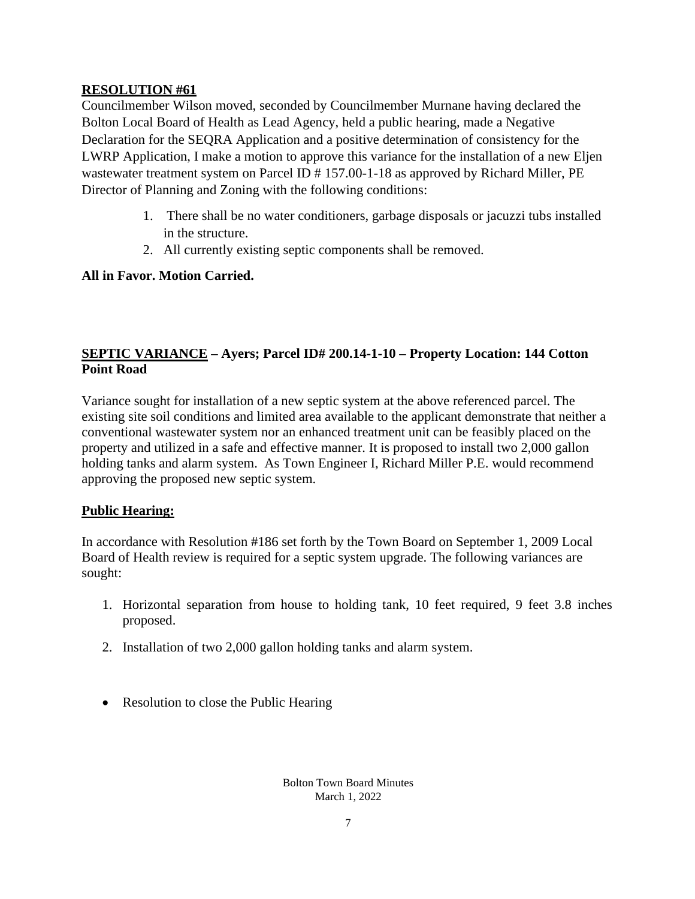**RESOLUTION #61**

Councilmember Wilson moved, seconded by Councilmember Murnane having declared the Bolton Local Board of Health as Lead Agency, held a public hearing, made a Negative Declaration for the SEQRA Application and a positive determination of consistency for the LWRP Application, I make a motion to approve this variance for the installation of a new Eljen wastewater treatment system on Parcel ID # 157.00-1-18 as approved by Richard Miller, PE Director of Planning and Zoning with the following conditions:

1. There shall be no water conditioners, garbage disposals or jacuzzi tubs installed in the structure.
2. All currently existing septic components shall be removed.

**All in Favor. Motion Carried.**

**SEPTIC VARIANCE – Ayers; Parcel ID# 200.14-1-10 – Property Location: 144 Cotton Point Road**

Variance sought for installation of a new septic system at the above referenced parcel. The existing site soil conditions and limited area available to the applicant demonstrate that neither a conventional wastewater system nor an enhanced treatment unit can be feasibly placed on the property and utilized in a safe and effective manner. It is proposed to install two 2,000 gallon holding tanks and alarm system. As Town Engineer I, Richard Miller P.E. would recommend approving the proposed new septic system.

**Public Hearing:**

In accordance with Resolution #186 set forth by the Town Board on September 1, 2009 Local Board of Health review is required for a septic system upgrade. The following variances are sought:

1. Horizontal separation from house to holding tank, 10 feet required, 9 feet 3.8 inches proposed.
2. Installation of two 2,000 gallon holding tanks and alarm system.

- Resolution to close the Public Hearing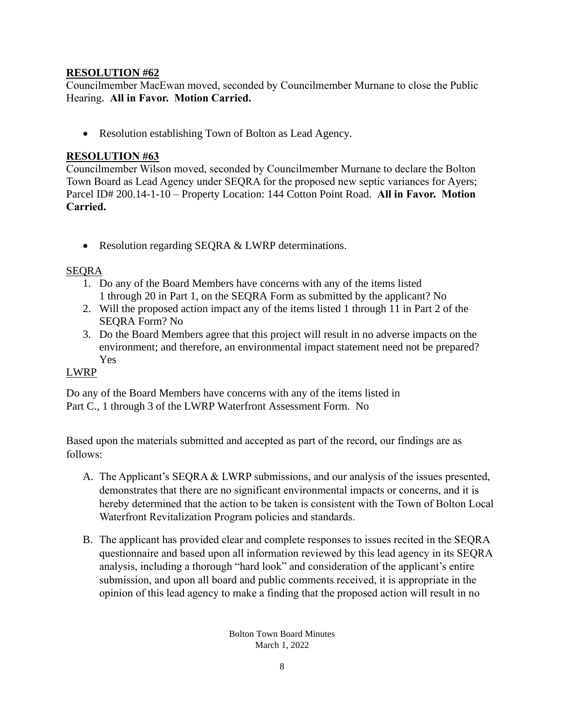**<u>RESOLUTION #62</u>**
Councilmember MacEwan moved, seconded by Councilmember Murnane to close the Public Hearing. **All in Favor. Motion Carried.**

- Resolution establishing Town of Bolton as Lead Agency.

**<u>RESOLUTION #63</u>**
Councilmember Wilson moved, seconded by Councilmember Murnane to declare the Bolton Town Board as Lead Agency under SEQRA for the proposed new septic variances for Ayers; Parcel ID# 200.14-1-10 – Property Location: 144 Cotton Point Road. **All in Favor. Motion Carried.**

- Resolution regarding SEQRA & LWRP determinations.

<u>SEQRA</u>

1. Do any of the Board Members have concerns with any of the items listed 1 through 20 in Part 1, on the SEQRA Form as submitted by the applicant? No
2. Will the proposed action impact any of the items listed 1 through 11 in Part 2 of the SEQRA Form? No
3. Do the Board Members agree that this project will result in no adverse impacts on the environment; and therefore, an environmental impact statement need not be prepared? Yes

<u>LWRP</u>

Do any of the Board Members have concerns with any of the items listed in Part C., 1 through 3 of the LWRP Waterfront Assessment Form. No

Based upon the materials submitted and accepted as part of the record, our findings are as follows:

A. The Applicant's SEQRA & LWRP submissions, and our analysis of the issues presented, demonstrates that there are no significant environmental impacts or concerns, and it is hereby determined that the action to be taken is consistent with the Town of Bolton Local Waterfront Revitalization Program policies and standards.

B. The applicant has provided clear and complete responses to issues recited in the SEQRA questionnaire and based upon all information reviewed by this lead agency in its SEQRA analysis, including a thorough "hard look" and consideration of the applicant's entire submission, and upon all board and public comments received, it is appropriate in the opinion of this lead agency to make a finding that the proposed action will result in no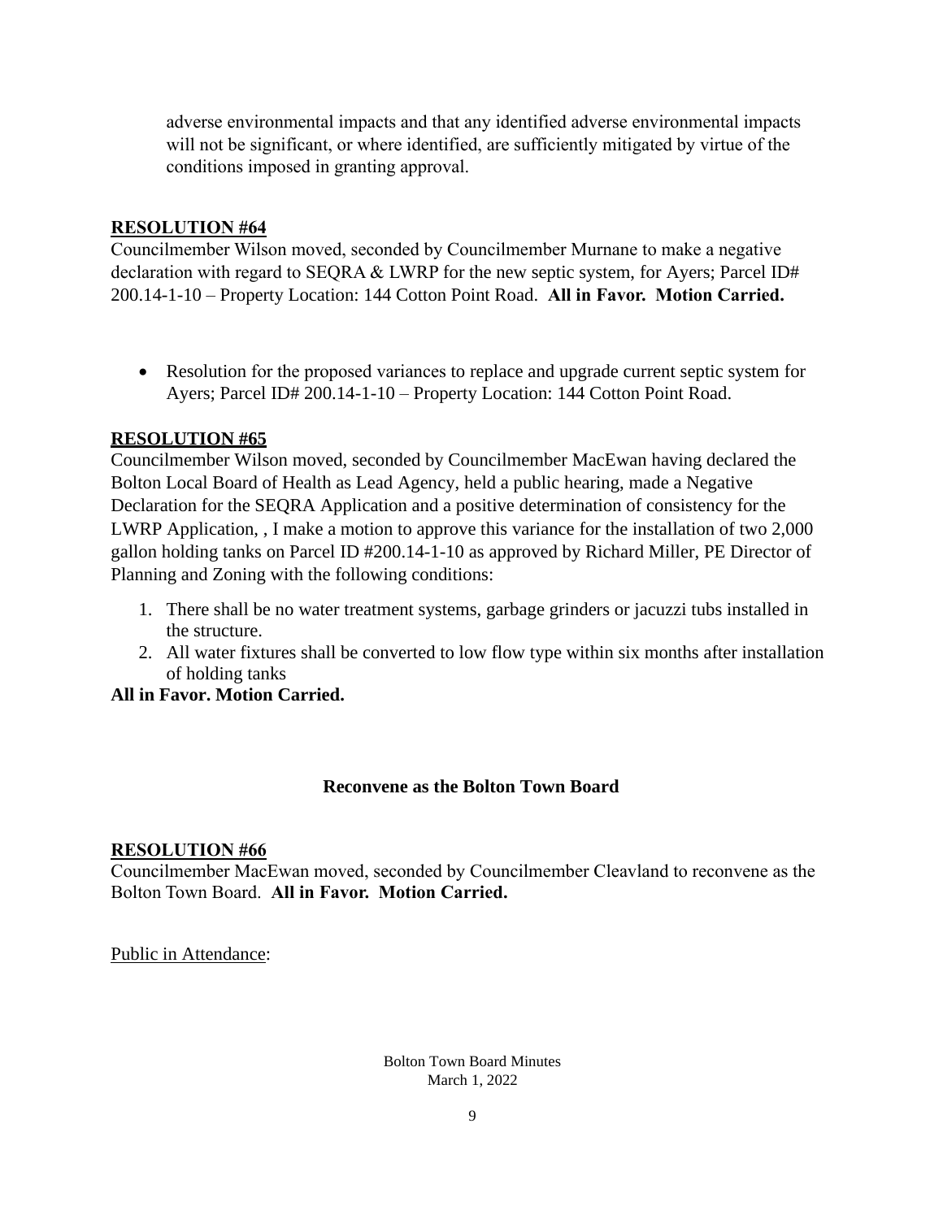adverse environmental impacts and that any identified adverse environmental impacts will not be significant, or where identified, are sufficiently mitigated by virtue of the conditions imposed in granting approval.

**RESOLUTION #64**

Councilmember Wilson moved, seconded by Councilmember Murnane to make a negative declaration with regard to SEQRA & LWRP for the new septic system, for Ayers; Parcel ID# 200.14-1-10 – Property Location: 144 Cotton Point Road. **All in Favor. Motion Carried.**

- Resolution for the proposed variances to replace and upgrade current septic system for Ayers; Parcel ID# 200.14-1-10 – Property Location: 144 Cotton Point Road.

**RESOLUTION #65**

Councilmember Wilson moved, seconded by Councilmember MacEwan having declared the Bolton Local Board of Health as Lead Agency, held a public hearing, made a Negative Declaration for the SEQRA Application and a positive determination of consistency for the LWRP Application, , I make a motion to approve this variance for the installation of two 2,000 gallon holding tanks on Parcel ID #200.14-1-10 as approved by Richard Miller, PE Director of Planning and Zoning with the following conditions:

1. There shall be no water treatment systems, garbage grinders or jacuzzi tubs installed in the structure.
2. All water fixtures shall be converted to low flow type within six months after installation of holding tanks

**All in Favor. Motion Carried.**

**Reconvene as the Bolton Town Board**

**RESOLUTION #66**

Councilmember MacEwan moved, seconded by Councilmember Cleavland to reconvene as the Bolton Town Board. **All in Favor. Motion Carried.**

Public in Attendance: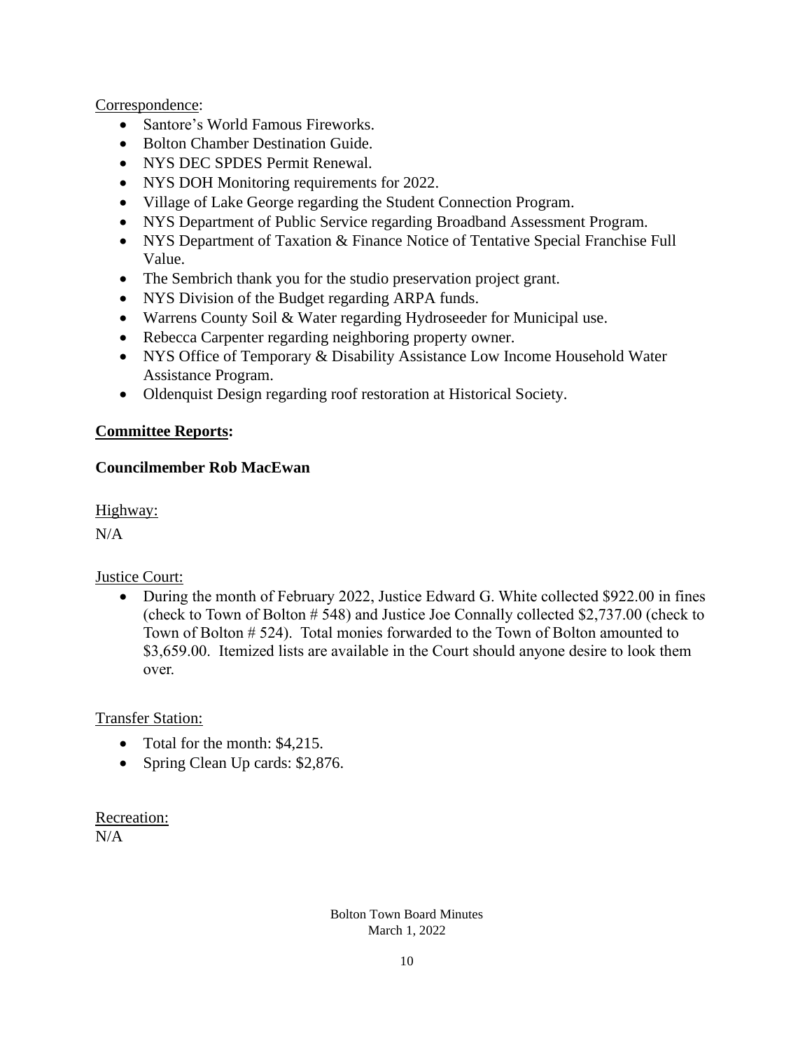Correspondence:

- Santore's World Famous Fireworks.
- Bolton Chamber Destination Guide.
- NYS DEC SPDES Permit Renewal.
- NYS DOH Monitoring requirements for 2022.
- Village of Lake George regarding the Student Connection Program.
- NYS Department of Public Service regarding Broadband Assessment Program.
- NYS Department of Taxation & Finance Notice of Tentative Special Franchise Full Value.
- The Sembrich thank you for the studio preservation project grant.
- NYS Division of the Budget regarding ARPA funds.
- Warrens County Soil & Water regarding Hydroseeder for Municipal use.
- Rebecca Carpenter regarding neighboring property owner.
- NYS Office of Temporary & Disability Assistance Low Income Household Water Assistance Program.
- Oldenquist Design regarding roof restoration at Historical Society.

**Committee Reports:**

**Councilmember Rob MacEwan**

Highway:

N/A

Justice Court:

- During the month of February 2022, Justice Edward G. White collected $922.00 in fines (check to Town of Bolton # 548) and Justice Joe Connally collected $2,737.00 (check to Town of Bolton # 524). Total monies forwarded to the Town of Bolton amounted to $3,659.00. Itemized lists are available in the Court should anyone desire to look them over.

Transfer Station:

- Total for the month: $4,215.
- Spring Clean Up cards: $2,876.

Recreation:

N/A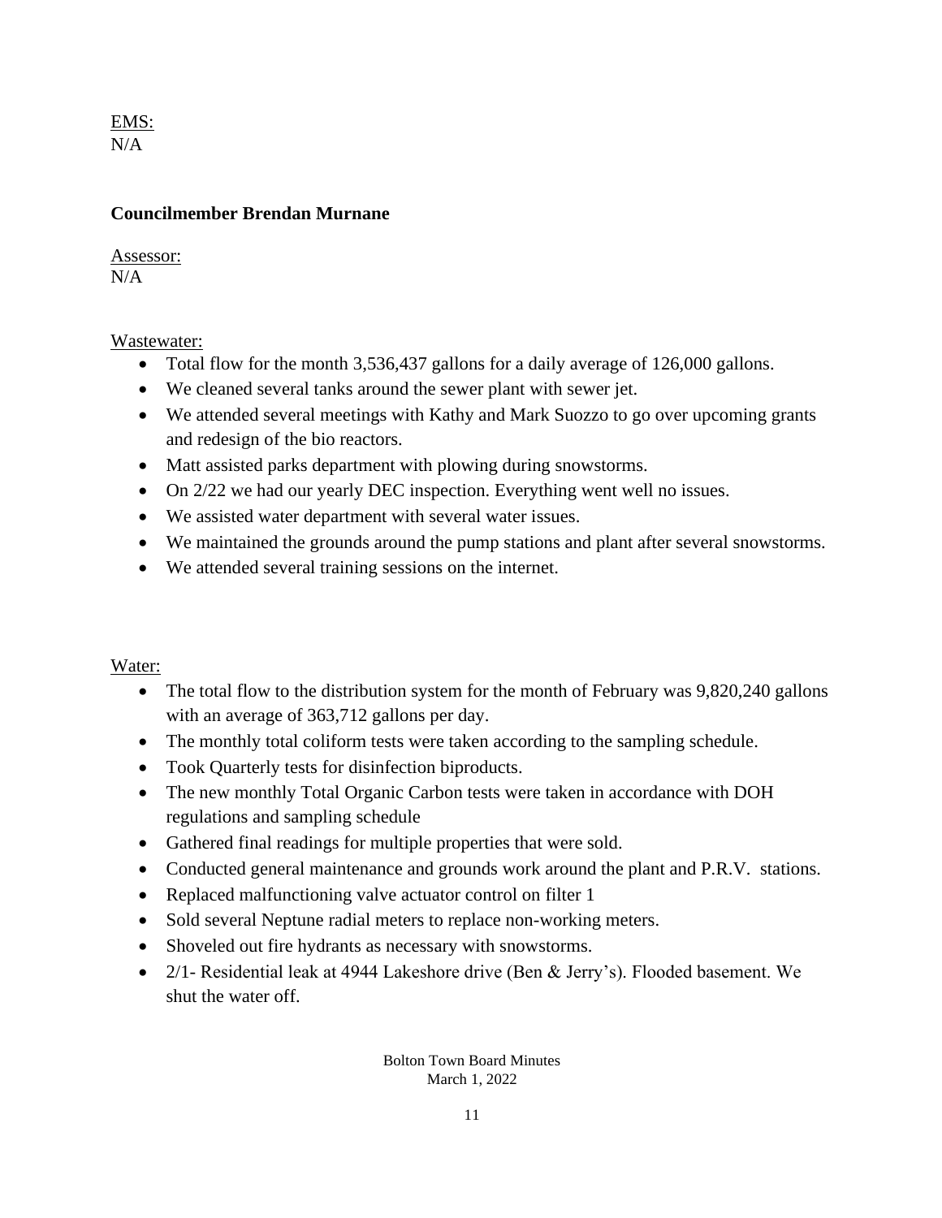<u>EMS:</u>
N/A

**Councilmember Brendan Murnane**

<u>Assessor:</u>
N/A

<u>Wastewater:</u>

- Total flow for the month 3,536,437 gallons for a daily average of 126,000 gallons.
- We cleaned several tanks around the sewer plant with sewer jet.
- We attended several meetings with Kathy and Mark Suozzo to go over upcoming grants and redesign of the bio reactors.
- Matt assisted parks department with plowing during snowstorms.
- On 2/22 we had our yearly DEC inspection. Everything went well no issues.
- We assisted water department with several water issues.
- We maintained the grounds around the pump stations and plant after several snowstorms.
- We attended several training sessions on the internet.

<u>Water:</u>

- The total flow to the distribution system for the month of February was 9,820,240 gallons with an average of 363,712 gallons per day.
- The monthly total coliform tests were taken according to the sampling schedule.
- Took Quarterly tests for disinfection biproducts.
- The new monthly Total Organic Carbon tests were taken in accordance with DOH regulations and sampling schedule
- Gathered final readings for multiple properties that were sold.
- Conducted general maintenance and grounds work around the plant and P.R.V. stations.
- Replaced malfunctioning valve actuator control on filter 1
- Sold several Neptune radial meters to replace non-working meters.
- Shoveled out fire hydrants as necessary with snowstorms.
- 2/1- Residential leak at 4944 Lakeshore drive (Ben & Jerry's). Flooded basement. We shut the water off.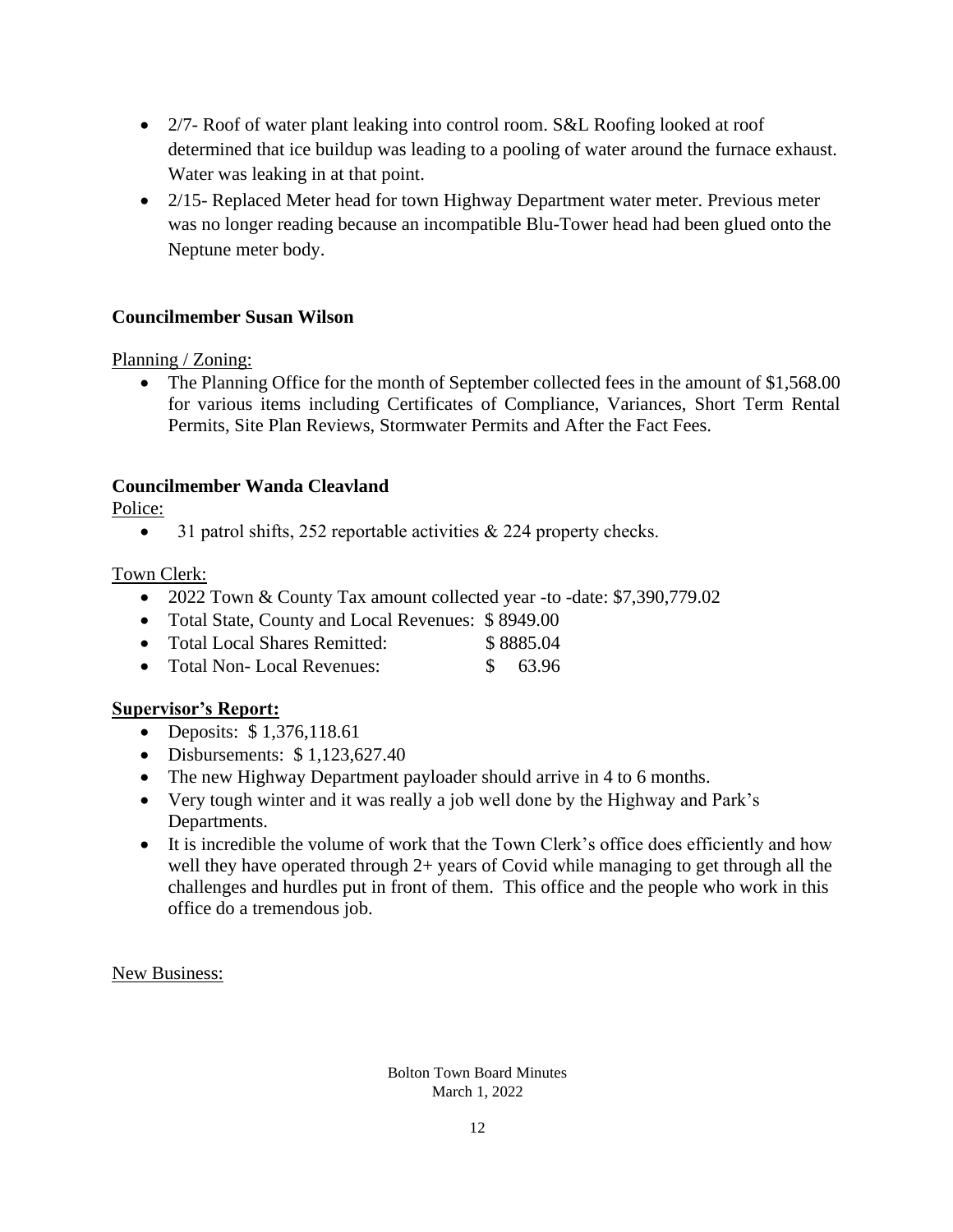- 2/7- Roof of water plant leaking into control room. S&L Roofing looked at roof determined that ice buildup was leading to a pooling of water around the furnace exhaust. Water was leaking in at that point.
- 2/15- Replaced Meter head for town Highway Department water meter. Previous meter was no longer reading because an incompatible Blu-Tower head had been glued onto the Neptune meter body.

**Councilmember Susan Wilson**

Planning / Zoning:

- The Planning Office for the month of September collected fees in the amount of $1,568.00 for various items including Certificates of Compliance, Variances, Short Term Rental Permits, Site Plan Reviews, Stormwater Permits and After the Fact Fees.

**Councilmember Wanda Cleavland**

Police:

- 31 patrol shifts, 252 reportable activities & 224 property checks.

Town Clerk:

- 2022 Town & County Tax amount collected year -to -date: $7,390,779.02
- Total State, County and Local Revenues: $ 8949.00
- Total Local Shares Remitted: $ 8885.04
- Total Non- Local Revenues: $ 63.96

**Supervisor's Report:**

- Deposits: $ 1,376,118.61
- Disbursements: $ 1,123,627.40
- The new Highway Department payloader should arrive in 4 to 6 months.
- Very tough winter and it was really a job well done by the Highway and Park's Departments.
- It is incredible the volume of work that the Town Clerk's office does efficiently and how well they have operated through 2+ years of Covid while managing to get through all the challenges and hurdles put in front of them. This office and the people who work in this office do a tremendous job.

New Business: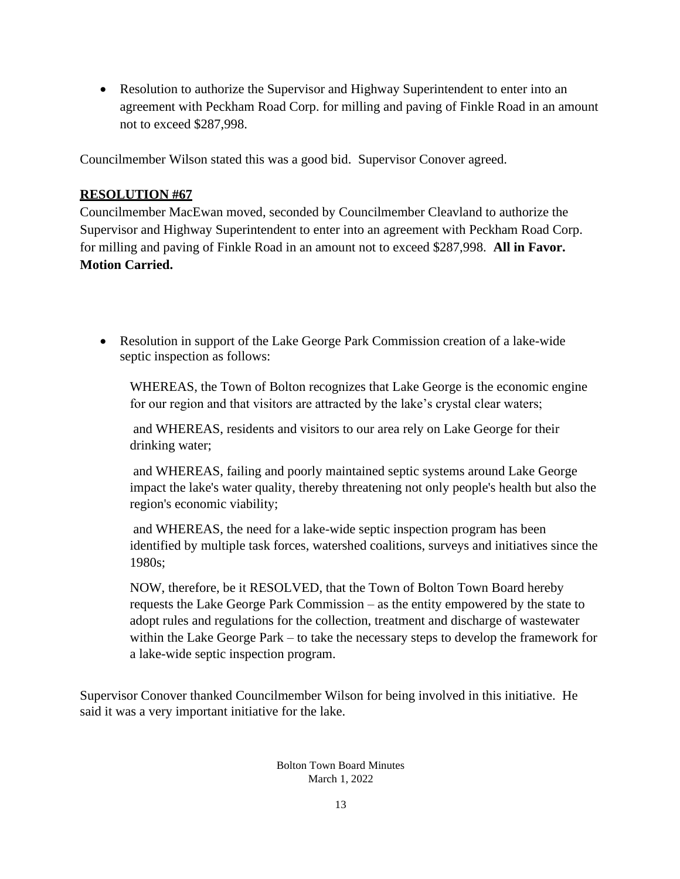- Resolution to authorize the Supervisor and Highway Superintendent to enter into an agreement with Peckham Road Corp. for milling and paving of Finkle Road in an amount not to exceed $287,998.

Councilmember Wilson stated this was a good bid. Supervisor Conover agreed.

**RESOLUTION #67**

Councilmember MacEwan moved, seconded by Councilmember Cleavland to authorize the Supervisor and Highway Superintendent to enter into an agreement with Peckham Road Corp. for milling and paving of Finkle Road in an amount not to exceed $287,998. **All in Favor. Motion Carried.**

- Resolution in support of the Lake George Park Commission creation of a lake-wide septic inspection as follows:

  WHEREAS, the Town of Bolton recognizes that Lake George is the economic engine for our region and that visitors are attracted by the lake's crystal clear waters;

  and WHEREAS, residents and visitors to our area rely on Lake George for their drinking water;

  and WHEREAS, failing and poorly maintained septic systems around Lake George impact the lake's water quality, thereby threatening not only people's health but also the region's economic viability;

  and WHEREAS, the need for a lake-wide septic inspection program has been identified by multiple task forces, watershed coalitions, surveys and initiatives since the 1980s;

  NOW, therefore, be it RESOLVED, that the Town of Bolton Town Board hereby requests the Lake George Park Commission – as the entity empowered by the state to adopt rules and regulations for the collection, treatment and discharge of wastewater within the Lake George Park – to take the necessary steps to develop the framework for a lake-wide septic inspection program.

Supervisor Conover thanked Councilmember Wilson for being involved in this initiative. He said it was a very important initiative for the lake.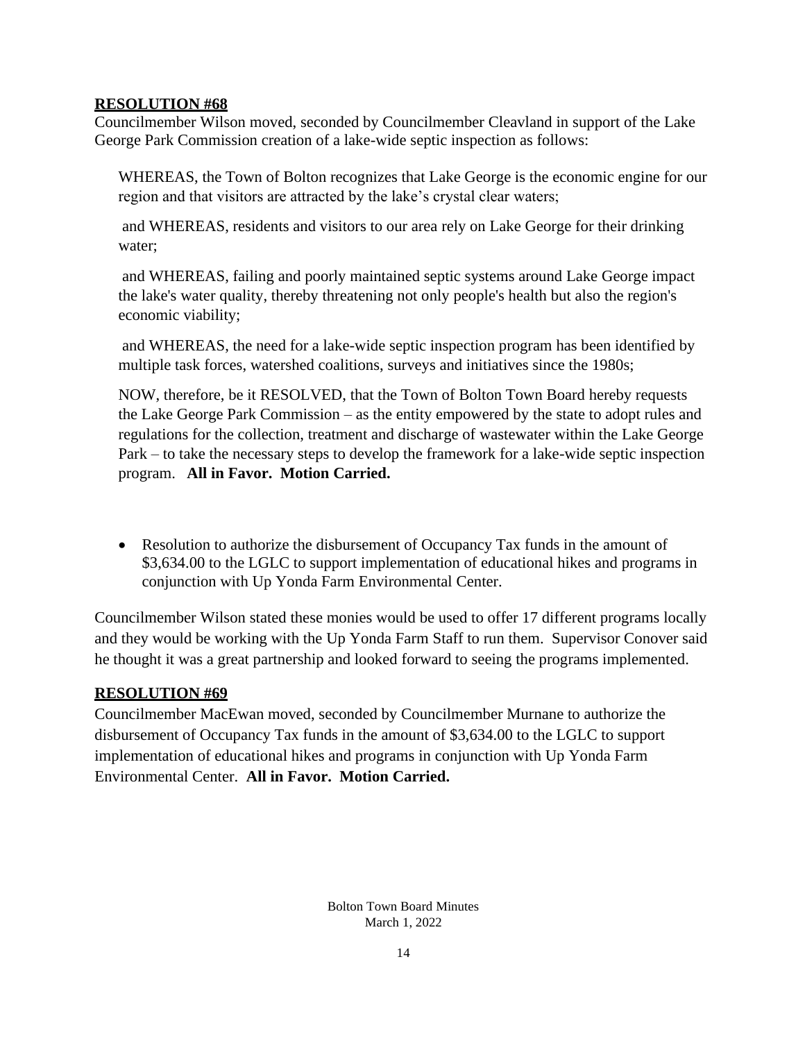**RESOLUTION #68**

Councilmember Wilson moved, seconded by Councilmember Cleavland in support of the Lake George Park Commission creation of a lake-wide septic inspection as follows:

WHEREAS, the Town of Bolton recognizes that Lake George is the economic engine for our region and that visitors are attracted by the lake's crystal clear waters;

and WHEREAS, residents and visitors to our area rely on Lake George for their drinking water;

and WHEREAS, failing and poorly maintained septic systems around Lake George impact the lake's water quality, thereby threatening not only people's health but also the region's economic viability;

and WHEREAS, the need for a lake-wide septic inspection program has been identified by multiple task forces, watershed coalitions, surveys and initiatives since the 1980s;

NOW, therefore, be it RESOLVED, that the Town of Bolton Town Board hereby requests the Lake George Park Commission – as the entity empowered by the state to adopt rules and regulations for the collection, treatment and discharge of wastewater within the Lake George Park – to take the necessary steps to develop the framework for a lake-wide septic inspection program. **All in Favor. Motion Carried.**

- Resolution to authorize the disbursement of Occupancy Tax funds in the amount of $3,634.00 to the LGLC to support implementation of educational hikes and programs in conjunction with Up Yonda Farm Environmental Center.

Councilmember Wilson stated these monies would be used to offer 17 different programs locally and they would be working with the Up Yonda Farm Staff to run them. Supervisor Conover said he thought it was a great partnership and looked forward to seeing the programs implemented.

**RESOLUTION #69**

Councilmember MacEwan moved, seconded by Councilmember Murnane to authorize the disbursement of Occupancy Tax funds in the amount of $3,634.00 to the LGLC to support implementation of educational hikes and programs in conjunction with Up Yonda Farm Environmental Center. **All in Favor. Motion Carried.**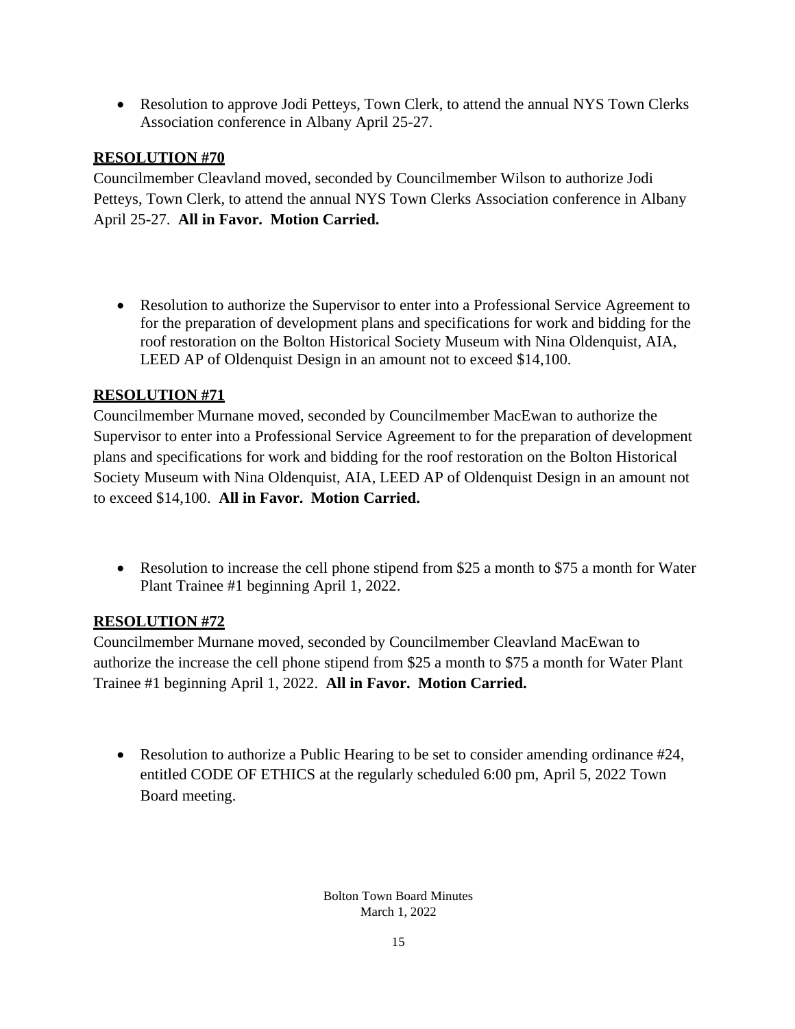- Resolution to approve Jodi Petteys, Town Clerk, to attend the annual NYS Town Clerks Association conference in Albany April 25-27.

**RESOLUTION #70**

Councilmember Cleavland moved, seconded by Councilmember Wilson to authorize Jodi Petteys, Town Clerk, to attend the annual NYS Town Clerks Association conference in Albany April 25-27. **All in Favor. Motion Carried.**

- Resolution to authorize the Supervisor to enter into a Professional Service Agreement to for the preparation of development plans and specifications for work and bidding for the roof restoration on the Bolton Historical Society Museum with Nina Oldenquist, AIA, LEED AP of Oldenquist Design in an amount not to exceed $14,100.

**RESOLUTION #71**

Councilmember Murnane moved, seconded by Councilmember MacEwan to authorize the Supervisor to enter into a Professional Service Agreement to for the preparation of development plans and specifications for work and bidding for the roof restoration on the Bolton Historical Society Museum with Nina Oldenquist, AIA, LEED AP of Oldenquist Design in an amount not to exceed $14,100. **All in Favor. Motion Carried.**

- Resolution to increase the cell phone stipend from $25 a month to $75 a month for Water Plant Trainee #1 beginning April 1, 2022.

**RESOLUTION #72**

Councilmember Murnane moved, seconded by Councilmember Cleavland MacEwan to authorize the increase the cell phone stipend from $25 a month to $75 a month for Water Plant Trainee #1 beginning April 1, 2022. **All in Favor. Motion Carried.**

- Resolution to authorize a Public Hearing to be set to consider amending ordinance #24, entitled CODE OF ETHICS at the regularly scheduled 6:00 pm, April 5, 2022 Town Board meeting.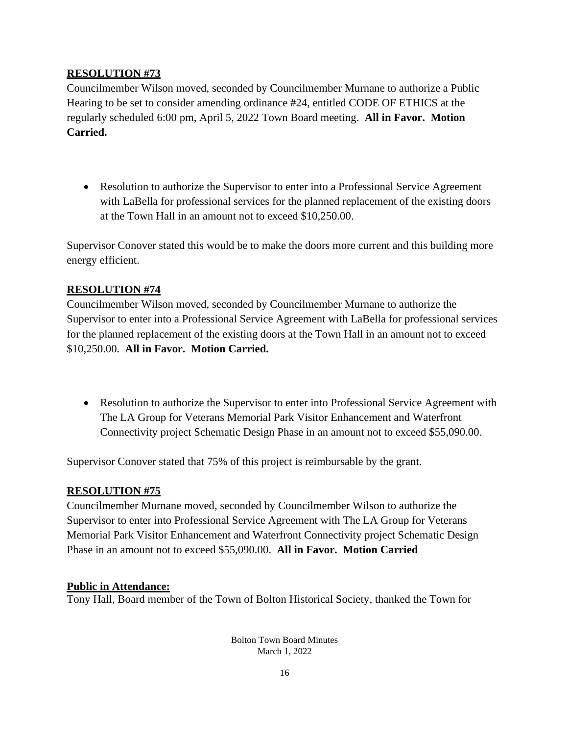**RESOLUTION #73**

Councilmember Wilson moved, seconded by Councilmember Murnane to authorize a Public Hearing to be set to consider amending ordinance #24, entitled CODE OF ETHICS at the regularly scheduled 6:00 pm, April 5, 2022 Town Board meeting. **All in Favor. Motion Carried.**

- Resolution to authorize the Supervisor to enter into a Professional Service Agreement with LaBella for professional services for the planned replacement of the existing doors at the Town Hall in an amount not to exceed $10,250.00.

Supervisor Conover stated this would be to make the doors more current and this building more energy efficient.

**RESOLUTION #74**

Councilmember Wilson moved, seconded by Councilmember Murnane to authorize the Supervisor to enter into a Professional Service Agreement with LaBella for professional services for the planned replacement of the existing doors at the Town Hall in an amount not to exceed $10,250.00. **All in Favor. Motion Carried.**

- Resolution to authorize the Supervisor to enter into Professional Service Agreement with The LA Group for Veterans Memorial Park Visitor Enhancement and Waterfront Connectivity project Schematic Design Phase in an amount not to exceed $55,090.00.

Supervisor Conover stated that 75% of this project is reimbursable by the grant.

**RESOLUTION #75**

Councilmember Murnane moved, seconded by Councilmember Wilson to authorize the Supervisor to enter into Professional Service Agreement with The LA Group for Veterans Memorial Park Visitor Enhancement and Waterfront Connectivity project Schematic Design Phase in an amount not to exceed $55,090.00. **All in Favor. Motion Carried**

**Public in Attendance:**

Tony Hall, Board member of the Town of Bolton Historical Society, thanked the Town for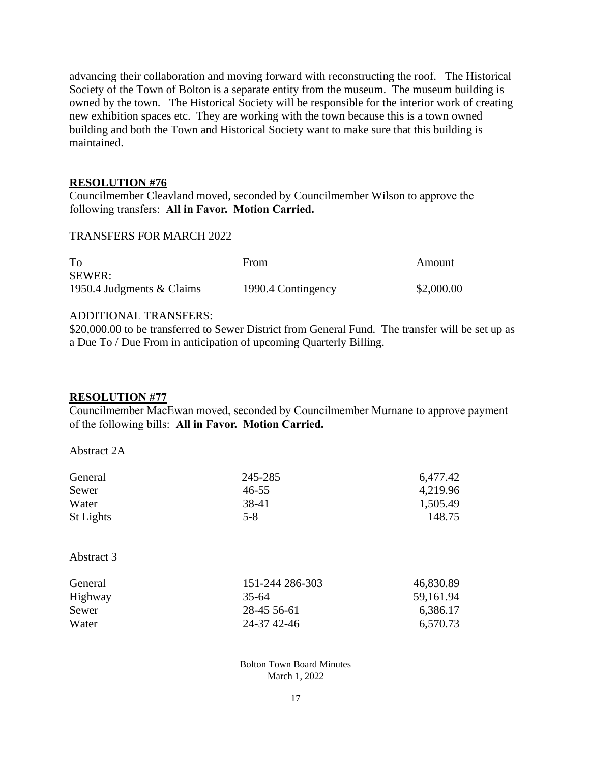advancing their collaboration and moving forward with reconstructing the roof. The Historical Society of the Town of Bolton is a separate entity from the museum. The museum building is owned by the town. The Historical Society will be responsible for the interior work of creating new exhibition spaces etc. They are working with the town because this is a town owned building and both the Town and Historical Society want to make sure that this building is maintained.

**RESOLUTION #76**

Councilmember Cleavland moved, seconded by Councilmember Wilson to approve the following transfers: **All in Favor. Motion Carried.**

TRANSFERS FOR MARCH 2022

| To | From | Amount |
|---|---|---|
| SEWER: | | |
| 1950.4 Judgments & Claims | 1990.4 Contingency | \$2,000.00 |

ADDITIONAL TRANSFERS:

\$20,000.00 to be transferred to Sewer District from General Fund. The transfer will be set up as a Due To / Due From in anticipation of upcoming Quarterly Billing.

**RESOLUTION #77**

Councilmember MacEwan moved, seconded by Councilmember Murnane to approve payment of the following bills: **All in Favor. Motion Carried.**

Abstract 2A

| | | |
|---|---|---|
| General | 245-285 | 6,477.42 |
| Sewer | 46-55 | 4,219.96 |
| Water | 38-41 | 1,505.49 |
| St Lights | 5-8 | 148.75 |

Abstract 3

| | | |
|---|---|---|
| General | 151-244 286-303 | 46,830.89 |
| Highway | 35-64 | 59,161.94 |
| Sewer | 28-45 56-61 | 6,386.17 |
| Water | 24-37 42-46 | 6,570.73 |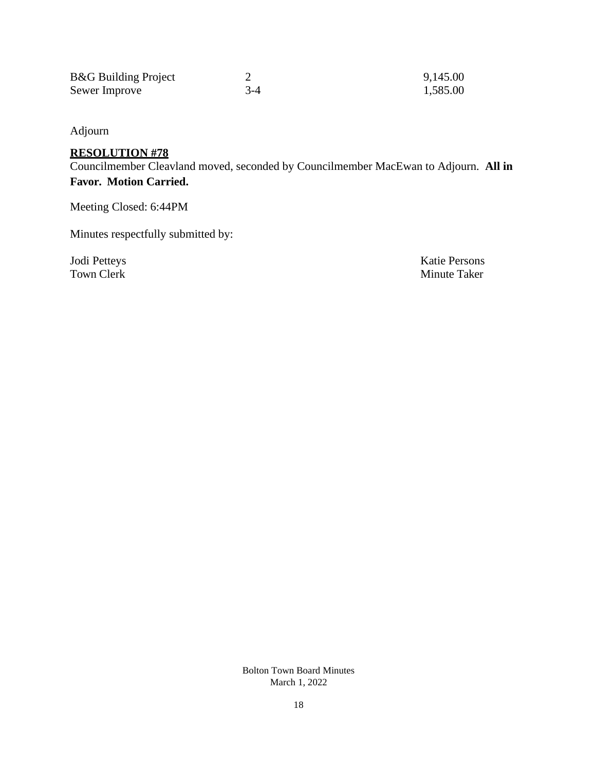| | | |
|---|---|---|
| B&G Building Project | 2 | 9,145.00 |
| Sewer Improve | 3-4 | 1,585.00 |

Adjourn

**RESOLUTION #78**

Councilmember Cleavland moved, seconded by Councilmember MacEwan to Adjourn. **All in Favor. Motion Carried.**

Meeting Closed: 6:44PM

Minutes respectfully submitted by:

Jodi Petteys
Town Clerk

Katie Persons
Minute Taker